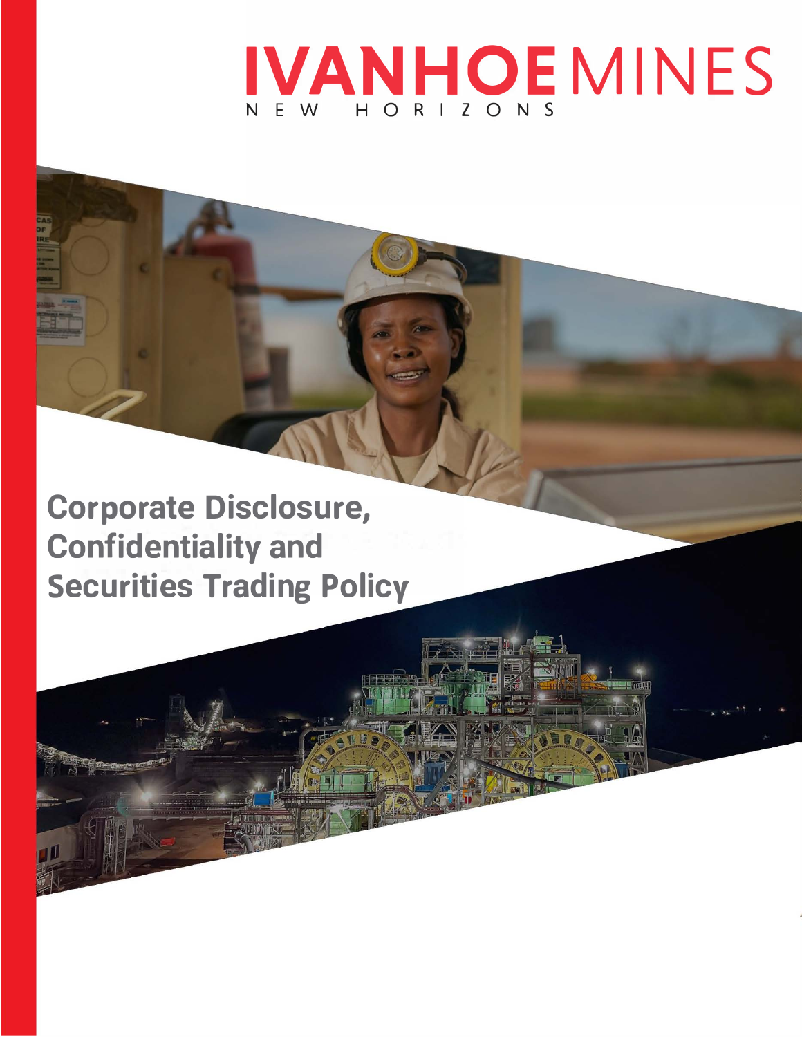# IVANHOE MINES

NEW HORIZONS

# Corporate Disclosure, Confidentiality and Securities Trading Policy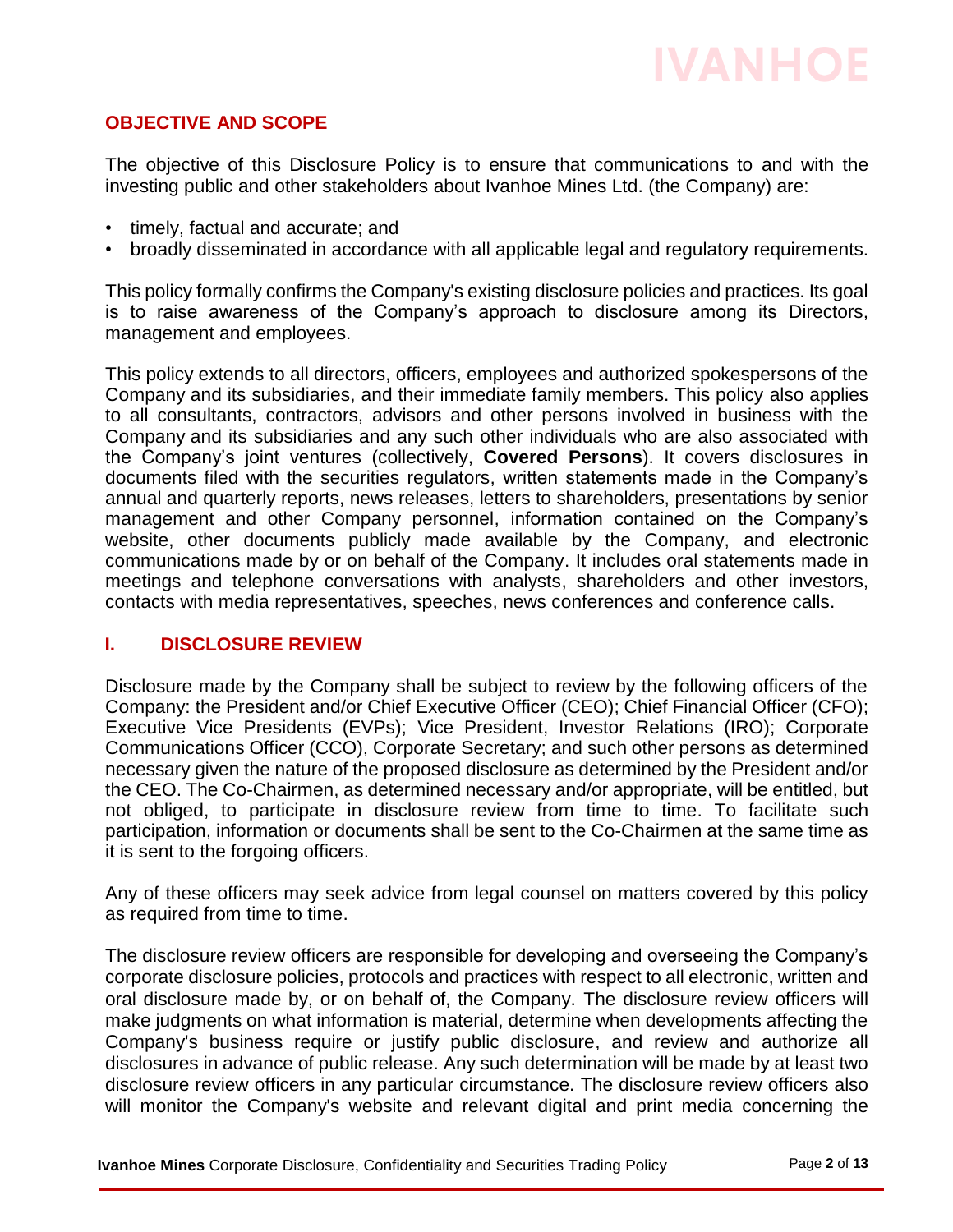## OBJECTIVE AND SCOPE

The objective of this Disclosure Policy is to ensure that communications to and with the investing public and other stakeholders about Ivanhoe Mines Ltd. (the Company) are:

- timely, factual and accurate; and
- broadly disseminated in accordance with all applicable legal and regulatory requirements.

This policy formally confirms the Company's existing disclosure policies and practices. Its goal is to raise awareness of the Company's approach to disclosure among its Directors, management and employees.

This policy extends to all directors, officers, employees and authorized spokespersons of the Company and its subsidiaries, and their immediate family members. This policy also applies to all consultants, contractors, advisors and other persons involved in business with the Company and its subsidiaries and any such other individuals who are also associated with the Company's joint ventures (collectively, **Covered Persons**). It covers disclosures in documents filed with the securities regulators, written statements made in the Company's annual and quarterly reports, news releases, letters to shareholders, presentations by senior management and other Company personnel, information contained on the Company's website, other documents publicly made available by the Company, and electronic communications made by or on behalf of the Company. It includes oral statements made in meetings and telephone conversations with analysts, shareholders and other investors, contacts with media representatives, speeches, news conferences and conference calls.

## I. DISCLOSURE REVIEW

Disclosure made by the Company shall be subject to review by the following officers of the Company: the President and/or Chief Executive Officer (CEO); Chief Financial Officer (CFO); Executive Vice Presidents (EVPs); Vice President, Investor Relations (IRO); Corporate Communications Officer (CCO), Corporate Secretary; and such other persons as determined necessary given the nature of the proposed disclosure as determined by the President and/or the CEO. The Co-Chairmen, as determined necessary and/or appropriate, will be entitled, but not obliged, to participate in disclosure review from time to time. To facilitate such participation, information or documents shall be sent to the Co-Chairmen at the same time as it is sent to the forgoing officers.

Any of these officers may seek advice from legal counsel on matters covered by this policy as required from time to time.

The disclosure review officers are responsible for developing and overseeing the Company's corporate disclosure policies, protocols and practices with respect to all electronic, written and oral disclosure made by, or on behalf of, the Company. The disclosure review officers will make judgments on what information is material, determine when developments affecting the Company's business require or justify public disclosure, and review and authorize all disclosures in advance of public release. Any such determination will be made by at least two disclosure review officers in any particular circumstance. The disclosure review officers also will monitor the Company's website and relevant digital and print media concerning the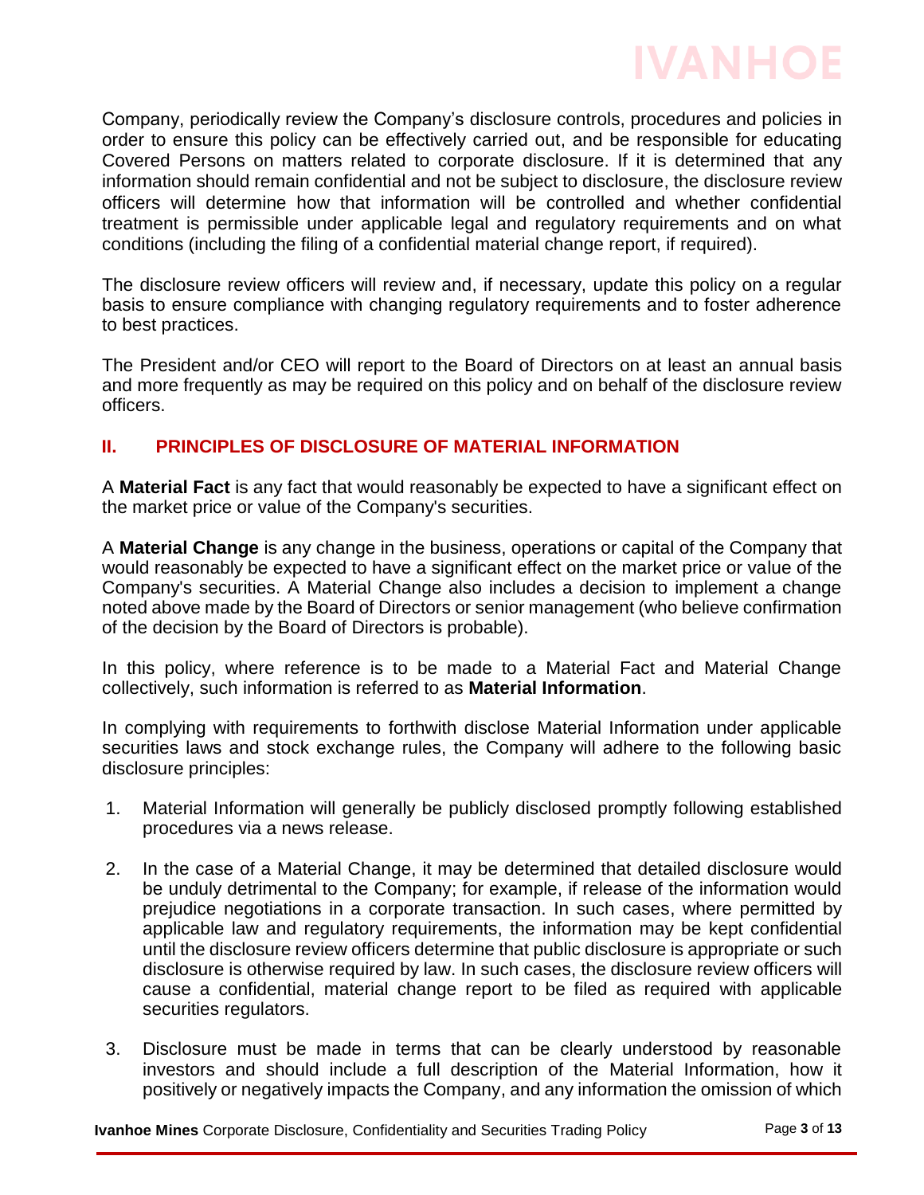Company, periodically review the Company's disclosure controls, procedures and policies in order to ensure this policy can be effectively carried out, and be responsible for educating Covered Persons on matters related to corporate disclosure. If it is determined that any information should remain confidential and not be subject to disclosure, the disclosure review officers will determine how that information will be controlled and whether confidential treatment is permissible under applicable legal and regulatory requirements and on what conditions (including the filing of a confidential material change report, if required).

The disclosure review officers will review and, if necessary, update this policy on a regular basis to ensure compliance with changing regulatory requirements and to foster adherence to best practices.

The President and/or CEO will report to the Board of Directors on at least an annual basis and more frequently as may be required on this policy and on behalf of the disclosure review officers.

## II. PRINCIPLES OF DISCLOSURE OF MATERIAL INFORMATION

A **Material Fact** is any fact that would reasonably be expected to have a significant effect on the market price or value of the Company's securities.

A **Material Change** is any change in the business, operations or capital of the Company that would reasonably be expected to have a significant effect on the market price or value of the Company's securities. A Material Change also includes a decision to implement a change noted above made by the Board of Directors or senior management (who believe confirmation of the decision by the Board of Directors is probable).

In this policy, where reference is to be made to a Material Fact and Material Change collectively, such information is referred to as **Material Information**.

In complying with requirements to forthwith disclose Material Information under applicable securities laws and stock exchange rules, the Company will adhere to the following basic disclosure principles:

1. Material Information will generally be publicly disclosed promptly following established procedures via a news release.
2. In the case of a Material Change, it may be determined that detailed disclosure would be unduly detrimental to the Company; for example, if release of the information would prejudice negotiations in a corporate transaction. In such cases, where permitted by applicable law and regulatory requirements, the information may be kept confidential until the disclosure review officers determine that public disclosure is appropriate or such disclosure is otherwise required by law. In such cases, the disclosure review officers will cause a confidential, material change report to be filed as required with applicable securities regulators.
3. Disclosure must be made in terms that can be clearly understood by reasonable investors and should include a full description of the Material Information, how it positively or negatively impacts the Company, and any information the omission of which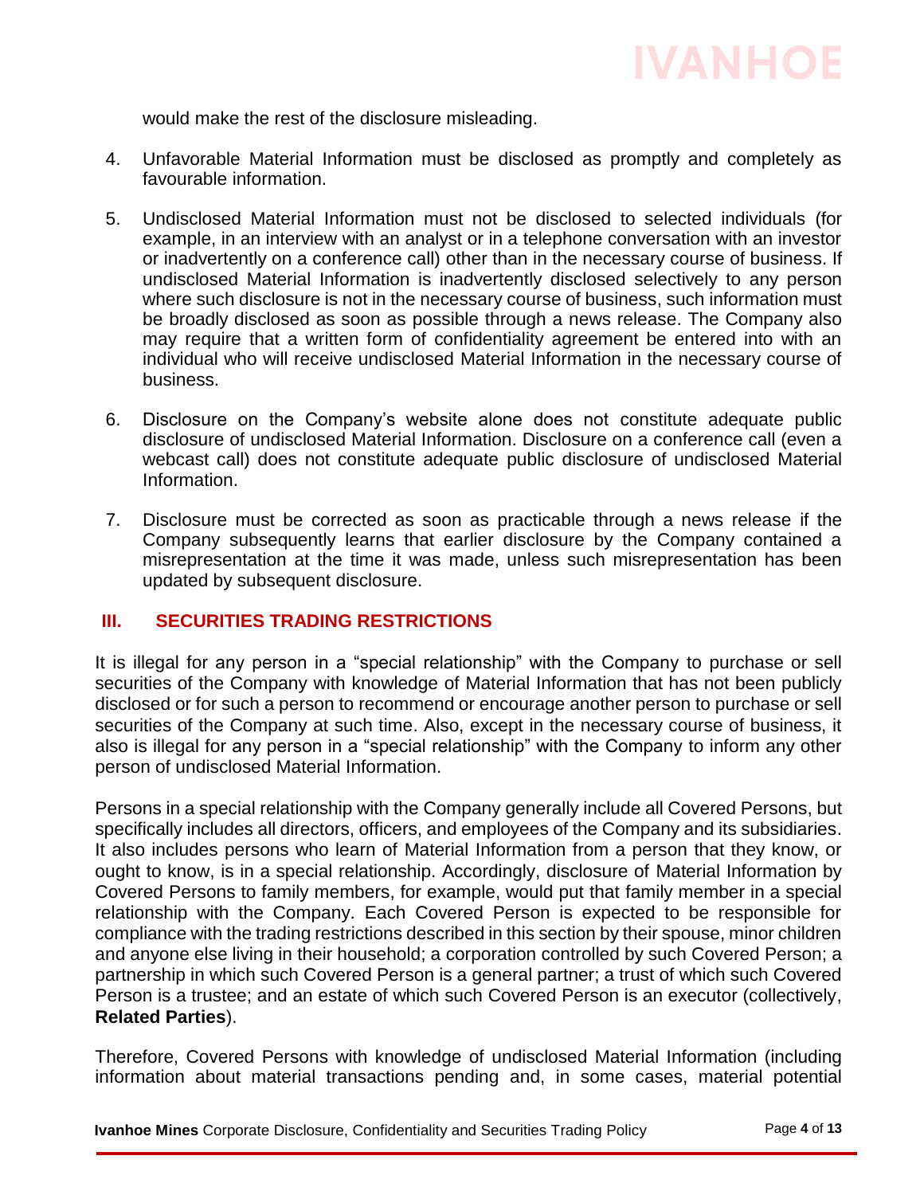would make the rest of the disclosure misleading.

4. Unfavorable Material Information must be disclosed as promptly and completely as favourable information.

5. Undisclosed Material Information must not be disclosed to selected individuals (for example, in an interview with an analyst or in a telephone conversation with an investor or inadvertently on a conference call) other than in the necessary course of business. If undisclosed Material Information is inadvertently disclosed selectively to any person where such disclosure is not in the necessary course of business, such information must be broadly disclosed as soon as possible through a news release. The Company also may require that a written form of confidentiality agreement be entered into with an individual who will receive undisclosed Material Information in the necessary course of business.

6. Disclosure on the Company's website alone does not constitute adequate public disclosure of undisclosed Material Information. Disclosure on a conference call (even a webcast call) does not constitute adequate public disclosure of undisclosed Material Information.

7. Disclosure must be corrected as soon as practicable through a news release if the Company subsequently learns that earlier disclosure by the Company contained a misrepresentation at the time it was made, unless such misrepresentation has been updated by subsequent disclosure.

## III. SECURITIES TRADING RESTRICTIONS

It is illegal for any person in a "special relationship" with the Company to purchase or sell securities of the Company with knowledge of Material Information that has not been publicly disclosed or for such a person to recommend or encourage another person to purchase or sell securities of the Company at such time. Also, except in the necessary course of business, it also is illegal for any person in a "special relationship" with the Company to inform any other person of undisclosed Material Information.

Persons in a special relationship with the Company generally include all Covered Persons, but specifically includes all directors, officers, and employees of the Company and its subsidiaries. It also includes persons who learn of Material Information from a person that they know, or ought to know, is in a special relationship. Accordingly, disclosure of Material Information by Covered Persons to family members, for example, would put that family member in a special relationship with the Company. Each Covered Person is expected to be responsible for compliance with the trading restrictions described in this section by their spouse, minor children and anyone else living in their household; a corporation controlled by such Covered Person; a partnership in which such Covered Person is a general partner; a trust of which such Covered Person is a trustee; and an estate of which such Covered Person is an executor (collectively, **Related Parties**).

Therefore, Covered Persons with knowledge of undisclosed Material Information (including information about material transactions pending and, in some cases, material potential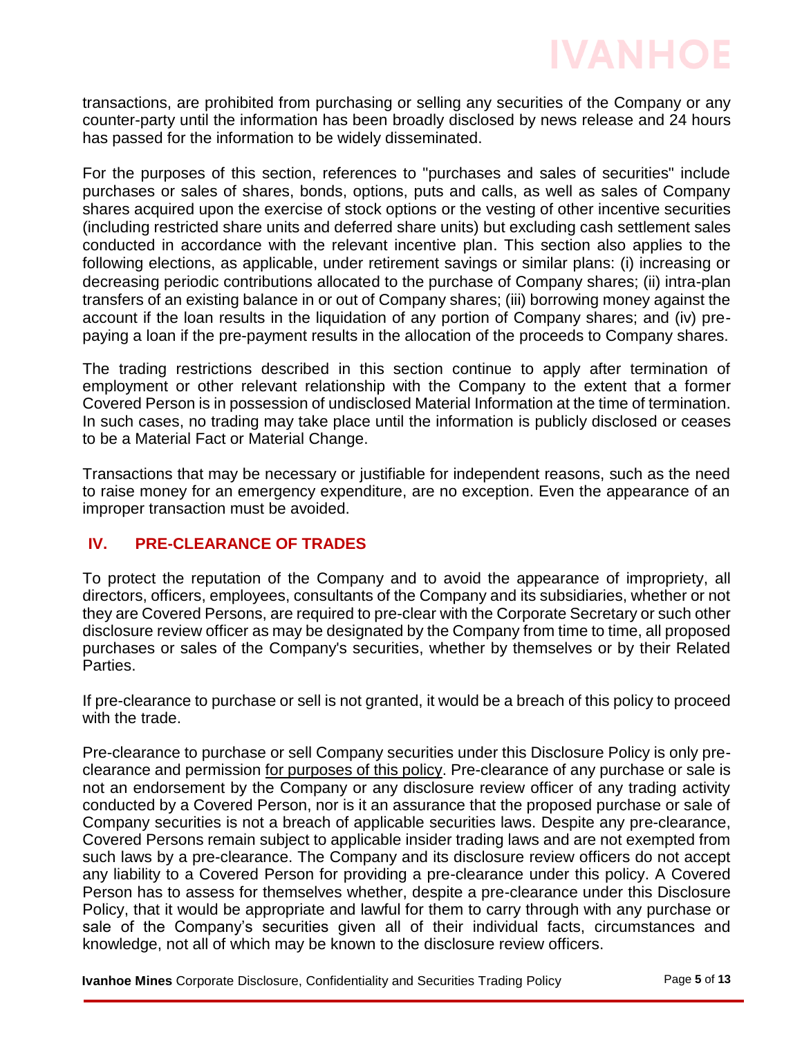transactions, are prohibited from purchasing or selling any securities of the Company or any counter-party until the information has been broadly disclosed by news release and 24 hours has passed for the information to be widely disseminated.

For the purposes of this section, references to "purchases and sales of securities" include purchases or sales of shares, bonds, options, puts and calls, as well as sales of Company shares acquired upon the exercise of stock options or the vesting of other incentive securities (including restricted share units and deferred share units) but excluding cash settlement sales conducted in accordance with the relevant incentive plan. This section also applies to the following elections, as applicable, under retirement savings or similar plans: (i) increasing or decreasing periodic contributions allocated to the purchase of Company shares; (ii) intra-plan transfers of an existing balance in or out of Company shares; (iii) borrowing money against the account if the loan results in the liquidation of any portion of Company shares; and (iv) pre-paying a loan if the pre-payment results in the allocation of the proceeds to Company shares.

The trading restrictions described in this section continue to apply after termination of employment or other relevant relationship with the Company to the extent that a former Covered Person is in possession of undisclosed Material Information at the time of termination. In such cases, no trading may take place until the information is publicly disclosed or ceases to be a Material Fact or Material Change.

Transactions that may be necessary or justifiable for independent reasons, such as the need to raise money for an emergency expenditure, are no exception. Even the appearance of an improper transaction must be avoided.

## IV. PRE-CLEARANCE OF TRADES

To protect the reputation of the Company and to avoid the appearance of impropriety, all directors, officers, employees, consultants of the Company and its subsidiaries, whether or not they are Covered Persons, are required to pre-clear with the Corporate Secretary or such other disclosure review officer as may be designated by the Company from time to time, all proposed purchases or sales of the Company's securities, whether by themselves or by their Related Parties.

If pre-clearance to purchase or sell is not granted, it would be a breach of this policy to proceed with the trade.

Pre-clearance to purchase or sell Company securities under this Disclosure Policy is only pre-clearance and permission <u>for purposes of this policy</u>. Pre-clearance of any purchase or sale is not an endorsement by the Company or any disclosure review officer of any trading activity conducted by a Covered Person, nor is it an assurance that the proposed purchase or sale of Company securities is not a breach of applicable securities laws. Despite any pre-clearance, Covered Persons remain subject to applicable insider trading laws and are not exempted from such laws by a pre-clearance. The Company and its disclosure review officers do not accept any liability to a Covered Person for providing a pre-clearance under this policy. A Covered Person has to assess for themselves whether, despite a pre-clearance under this Disclosure Policy, that it would be appropriate and lawful for them to carry through with any purchase or sale of the Company's securities given all of their individual facts, circumstances and knowledge, not all of which may be known to the disclosure review officers.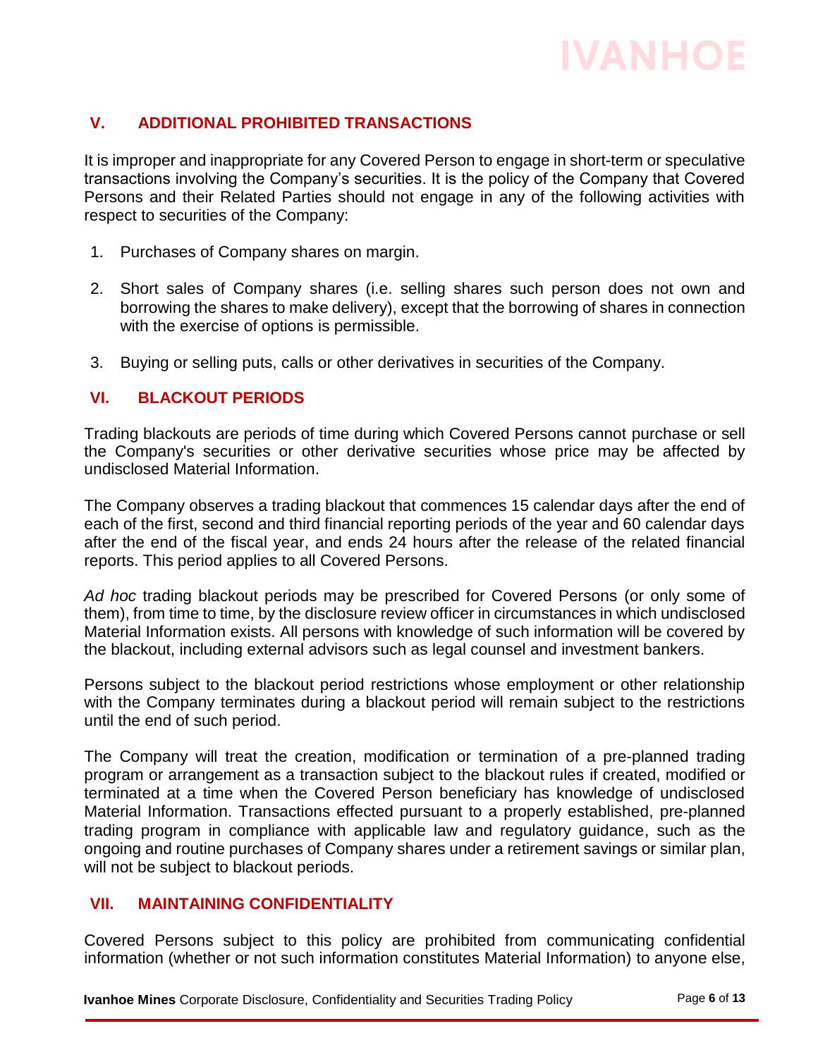## V. ADDITIONAL PROHIBITED TRANSACTIONS

It is improper and inappropriate for any Covered Person to engage in short-term or speculative transactions involving the Company's securities. It is the policy of the Company that Covered Persons and their Related Parties should not engage in any of the following activities with respect to securities of the Company:

1. Purchases of Company shares on margin.
2. Short sales of Company shares (i.e. selling shares such person does not own and borrowing the shares to make delivery), except that the borrowing of shares in connection with the exercise of options is permissible.
3. Buying or selling puts, calls or other derivatives in securities of the Company.

## VI. BLACKOUT PERIODS

Trading blackouts are periods of time during which Covered Persons cannot purchase or sell the Company's securities or other derivative securities whose price may be affected by undisclosed Material Information.

The Company observes a trading blackout that commences 15 calendar days after the end of each of the first, second and third financial reporting periods of the year and 60 calendar days after the end of the fiscal year, and ends 24 hours after the release of the related financial reports. This period applies to all Covered Persons.

*Ad hoc* trading blackout periods may be prescribed for Covered Persons (or only some of them), from time to time, by the disclosure review officer in circumstances in which undisclosed Material Information exists. All persons with knowledge of such information will be covered by the blackout, including external advisors such as legal counsel and investment bankers.

Persons subject to the blackout period restrictions whose employment or other relationship with the Company terminates during a blackout period will remain subject to the restrictions until the end of such period.

The Company will treat the creation, modification or termination of a pre-planned trading program or arrangement as a transaction subject to the blackout rules if created, modified or terminated at a time when the Covered Person beneficiary has knowledge of undisclosed Material Information. Transactions effected pursuant to a properly established, pre-planned trading program in compliance with applicable law and regulatory guidance, such as the ongoing and routine purchases of Company shares under a retirement savings or similar plan, will not be subject to blackout periods.

## VII. MAINTAINING CONFIDENTIALITY

Covered Persons subject to this policy are prohibited from communicating confidential information (whether or not such information constitutes Material Information) to anyone else,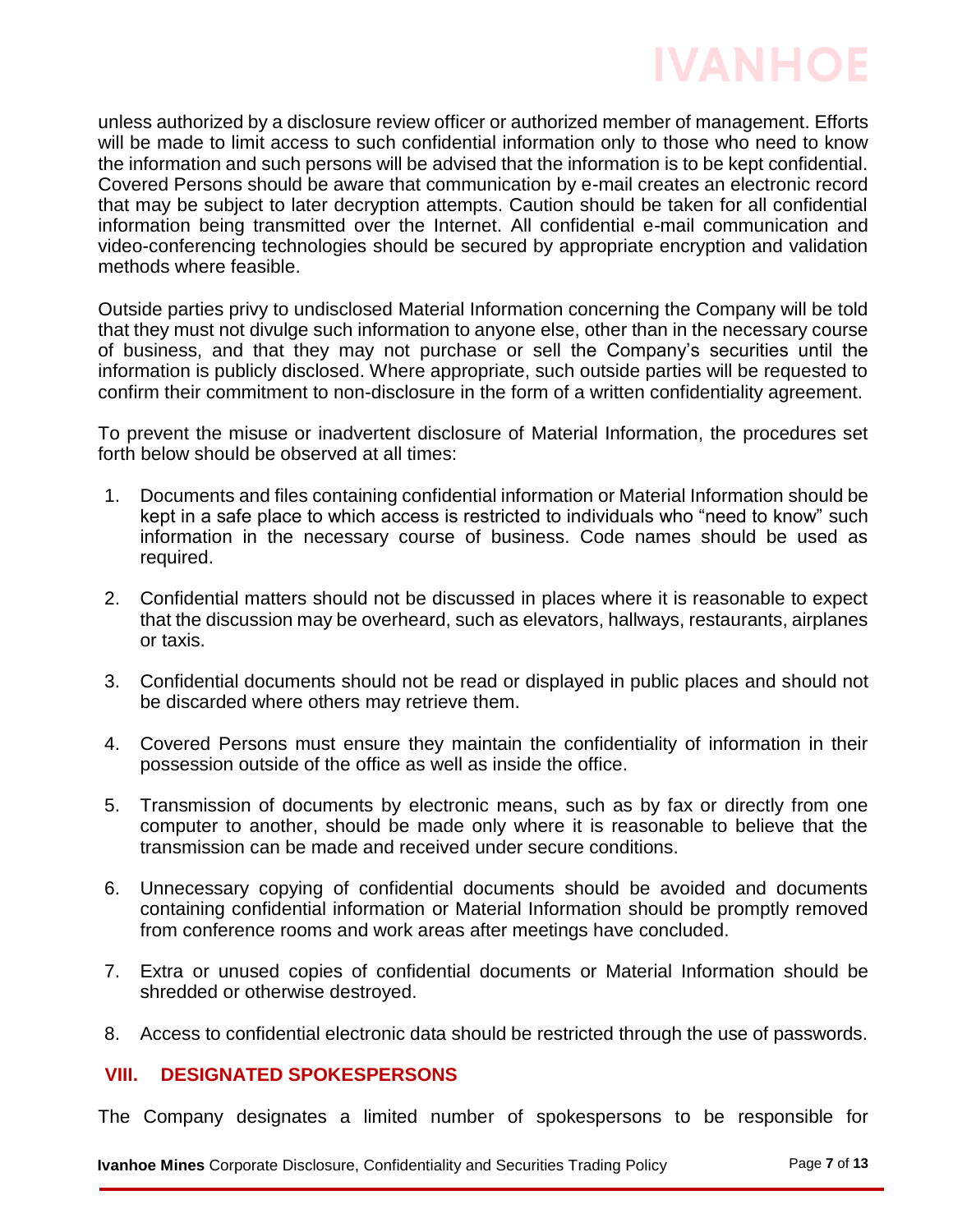unless authorized by a disclosure review officer or authorized member of management. Efforts will be made to limit access to such confidential information only to those who need to know the information and such persons will be advised that the information is to be kept confidential. Covered Persons should be aware that communication by e-mail creates an electronic record that may be subject to later decryption attempts. Caution should be taken for all confidential information being transmitted over the Internet. All confidential e-mail communication and video-conferencing technologies should be secured by appropriate encryption and validation methods where feasible.

Outside parties privy to undisclosed Material Information concerning the Company will be told that they must not divulge such information to anyone else, other than in the necessary course of business, and that they may not purchase or sell the Company's securities until the information is publicly disclosed. Where appropriate, such outside parties will be requested to confirm their commitment to non-disclosure in the form of a written confidentiality agreement.

To prevent the misuse or inadvertent disclosure of Material Information, the procedures set forth below should be observed at all times:

1. Documents and files containing confidential information or Material Information should be kept in a safe place to which access is restricted to individuals who "need to know" such information in the necessary course of business. Code names should be used as required.

2. Confidential matters should not be discussed in places where it is reasonable to expect that the discussion may be overheard, such as elevators, hallways, restaurants, airplanes or taxis.

3. Confidential documents should not be read or displayed in public places and should not be discarded where others may retrieve them.

4. Covered Persons must ensure they maintain the confidentiality of information in their possession outside of the office as well as inside the office.

5. Transmission of documents by electronic means, such as by fax or directly from one computer to another, should be made only where it is reasonable to believe that the transmission can be made and received under secure conditions.

6. Unnecessary copying of confidential documents should be avoided and documents containing confidential information or Material Information should be promptly removed from conference rooms and work areas after meetings have concluded.

7. Extra or unused copies of confidential documents or Material Information should be shredded or otherwise destroyed.

8. Access to confidential electronic data should be restricted through the use of passwords.

## VIII. DESIGNATED SPOKESPERSONS

The Company designates a limited number of spokespersons to be responsible for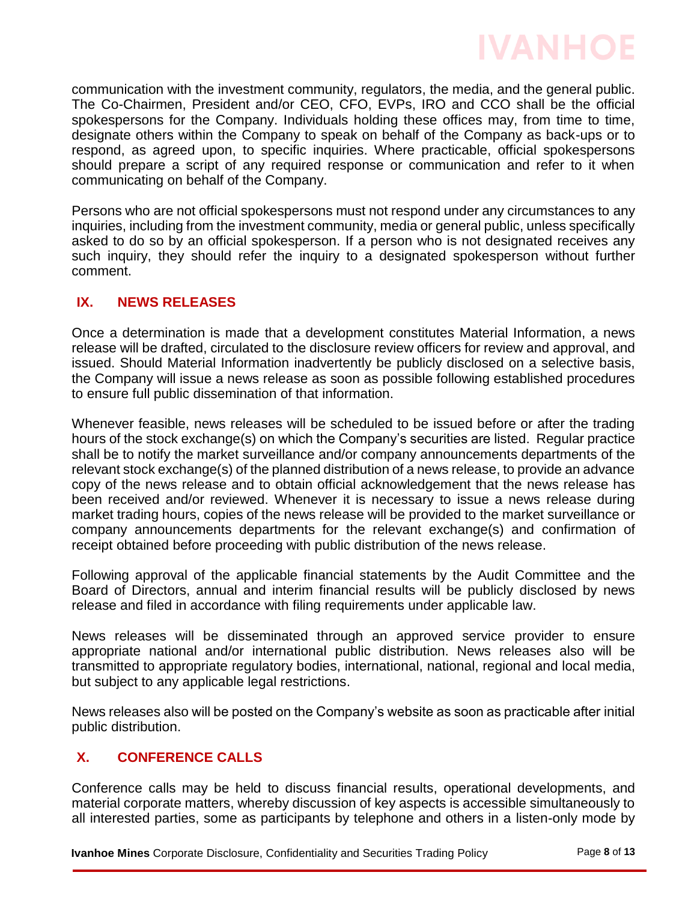communication with the investment community, regulators, the media, and the general public. The Co-Chairmen, President and/or CEO, CFO, EVPs, IRO and CCO shall be the official spokespersons for the Company. Individuals holding these offices may, from time to time, designate others within the Company to speak on behalf of the Company as back-ups or to respond, as agreed upon, to specific inquiries. Where practicable, official spokespersons should prepare a script of any required response or communication and refer to it when communicating on behalf of the Company.

Persons who are not official spokespersons must not respond under any circumstances to any inquiries, including from the investment community, media or general public, unless specifically asked to do so by an official spokesperson. If a person who is not designated receives any such inquiry, they should refer the inquiry to a designated spokesperson without further comment.

## IX. NEWS RELEASES

Once a determination is made that a development constitutes Material Information, a news release will be drafted, circulated to the disclosure review officers for review and approval, and issued. Should Material Information inadvertently be publicly disclosed on a selective basis, the Company will issue a news release as soon as possible following established procedures to ensure full public dissemination of that information.

Whenever feasible, news releases will be scheduled to be issued before or after the trading hours of the stock exchange(s) on which the Company's securities are listed. Regular practice shall be to notify the market surveillance and/or company announcements departments of the relevant stock exchange(s) of the planned distribution of a news release, to provide an advance copy of the news release and to obtain official acknowledgement that the news release has been received and/or reviewed. Whenever it is necessary to issue a news release during market trading hours, copies of the news release will be provided to the market surveillance or company announcements departments for the relevant exchange(s) and confirmation of receipt obtained before proceeding with public distribution of the news release.

Following approval of the applicable financial statements by the Audit Committee and the Board of Directors, annual and interim financial results will be publicly disclosed by news release and filed in accordance with filing requirements under applicable law.

News releases will be disseminated through an approved service provider to ensure appropriate national and/or international public distribution. News releases also will be transmitted to appropriate regulatory bodies, international, national, regional and local media, but subject to any applicable legal restrictions.

News releases also will be posted on the Company's website as soon as practicable after initial public distribution.

## X. CONFERENCE CALLS

Conference calls may be held to discuss financial results, operational developments, and material corporate matters, whereby discussion of key aspects is accessible simultaneously to all interested parties, some as participants by telephone and others in a listen-only mode by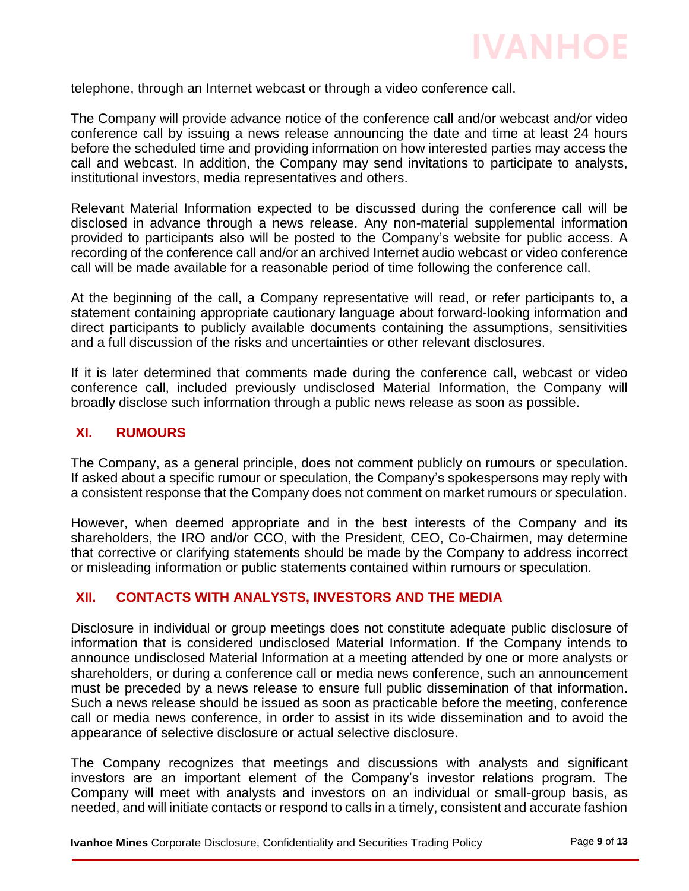telephone, through an Internet webcast or through a video conference call.

The Company will provide advance notice of the conference call and/or webcast and/or video conference call by issuing a news release announcing the date and time at least 24 hours before the scheduled time and providing information on how interested parties may access the call and webcast. In addition, the Company may send invitations to participate to analysts, institutional investors, media representatives and others.

Relevant Material Information expected to be discussed during the conference call will be disclosed in advance through a news release. Any non-material supplemental information provided to participants also will be posted to the Company's website for public access. A recording of the conference call and/or an archived Internet audio webcast or video conference call will be made available for a reasonable period of time following the conference call.

At the beginning of the call, a Company representative will read, or refer participants to, a statement containing appropriate cautionary language about forward-looking information and direct participants to publicly available documents containing the assumptions, sensitivities and a full discussion of the risks and uncertainties or other relevant disclosures.

If it is later determined that comments made during the conference call, webcast or video conference call, included previously undisclosed Material Information, the Company will broadly disclose such information through a public news release as soon as possible.

## XI. RUMOURS

The Company, as a general principle, does not comment publicly on rumours or speculation. If asked about a specific rumour or speculation, the Company's spokespersons may reply with a consistent response that the Company does not comment on market rumours or speculation.

However, when deemed appropriate and in the best interests of the Company and its shareholders, the IRO and/or CCO, with the President, CEO, Co-Chairmen, may determine that corrective or clarifying statements should be made by the Company to address incorrect or misleading information or public statements contained within rumours or speculation.

## XII. CONTACTS WITH ANALYSTS, INVESTORS AND THE MEDIA

Disclosure in individual or group meetings does not constitute adequate public disclosure of information that is considered undisclosed Material Information. If the Company intends to announce undisclosed Material Information at a meeting attended by one or more analysts or shareholders, or during a conference call or media news conference, such an announcement must be preceded by a news release to ensure full public dissemination of that information. Such a news release should be issued as soon as practicable before the meeting, conference call or media news conference, in order to assist in its wide dissemination and to avoid the appearance of selective disclosure or actual selective disclosure.

The Company recognizes that meetings and discussions with analysts and significant investors are an important element of the Company's investor relations program. The Company will meet with analysts and investors on an individual or small-group basis, as needed, and will initiate contacts or respond to calls in a timely, consistent and accurate fashion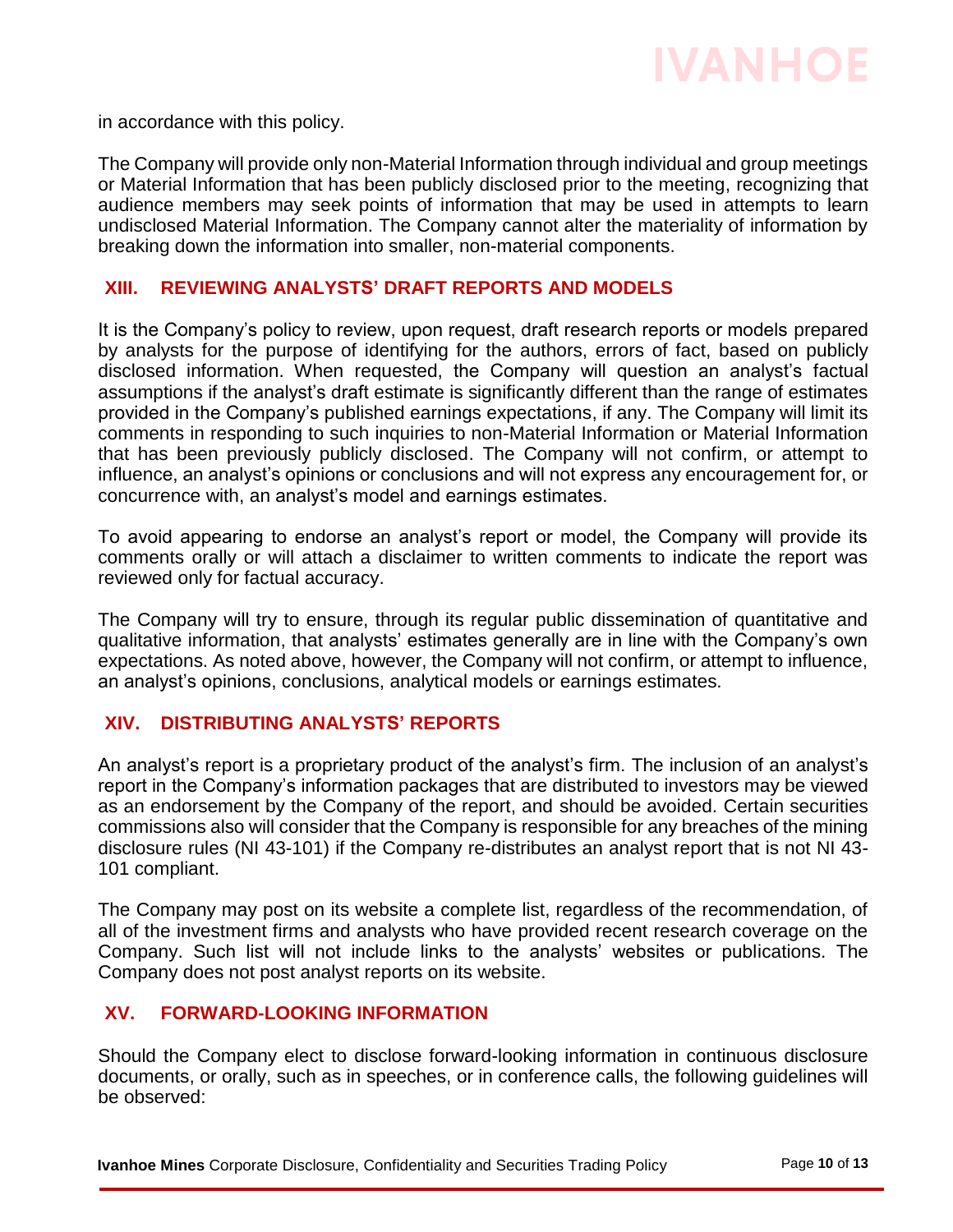in accordance with this policy.

The Company will provide only non-Material Information through individual and group meetings or Material Information that has been publicly disclosed prior to the meeting, recognizing that audience members may seek points of information that may be used in attempts to learn undisclosed Material Information. The Company cannot alter the materiality of information by breaking down the information into smaller, non-material components.

## XIII. REVIEWING ANALYSTS' DRAFT REPORTS AND MODELS

It is the Company's policy to review, upon request, draft research reports or models prepared by analysts for the purpose of identifying for the authors, errors of fact, based on publicly disclosed information. When requested, the Company will question an analyst's factual assumptions if the analyst's draft estimate is significantly different than the range of estimates provided in the Company's published earnings expectations, if any. The Company will limit its comments in responding to such inquiries to non-Material Information or Material Information that has been previously publicly disclosed. The Company will not confirm, or attempt to influence, an analyst's opinions or conclusions and will not express any encouragement for, or concurrence with, an analyst's model and earnings estimates.

To avoid appearing to endorse an analyst's report or model, the Company will provide its comments orally or will attach a disclaimer to written comments to indicate the report was reviewed only for factual accuracy.

The Company will try to ensure, through its regular public dissemination of quantitative and qualitative information, that analysts' estimates generally are in line with the Company's own expectations. As noted above, however, the Company will not confirm, or attempt to influence, an analyst's opinions, conclusions, analytical models or earnings estimates.

## XIV. DISTRIBUTING ANALYSTS' REPORTS

An analyst's report is a proprietary product of the analyst's firm. The inclusion of an analyst's report in the Company's information packages that are distributed to investors may be viewed as an endorsement by the Company of the report, and should be avoided. Certain securities commissions also will consider that the Company is responsible for any breaches of the mining disclosure rules (NI 43-101) if the Company re-distributes an analyst report that is not NI 43-101 compliant.

The Company may post on its website a complete list, regardless of the recommendation, of all of the investment firms and analysts who have provided recent research coverage on the Company. Such list will not include links to the analysts' websites or publications. The Company does not post analyst reports on its website.

## XV. FORWARD-LOOKING INFORMATION

Should the Company elect to disclose forward-looking information in continuous disclosure documents, or orally, such as in speeches, or in conference calls, the following guidelines will be observed: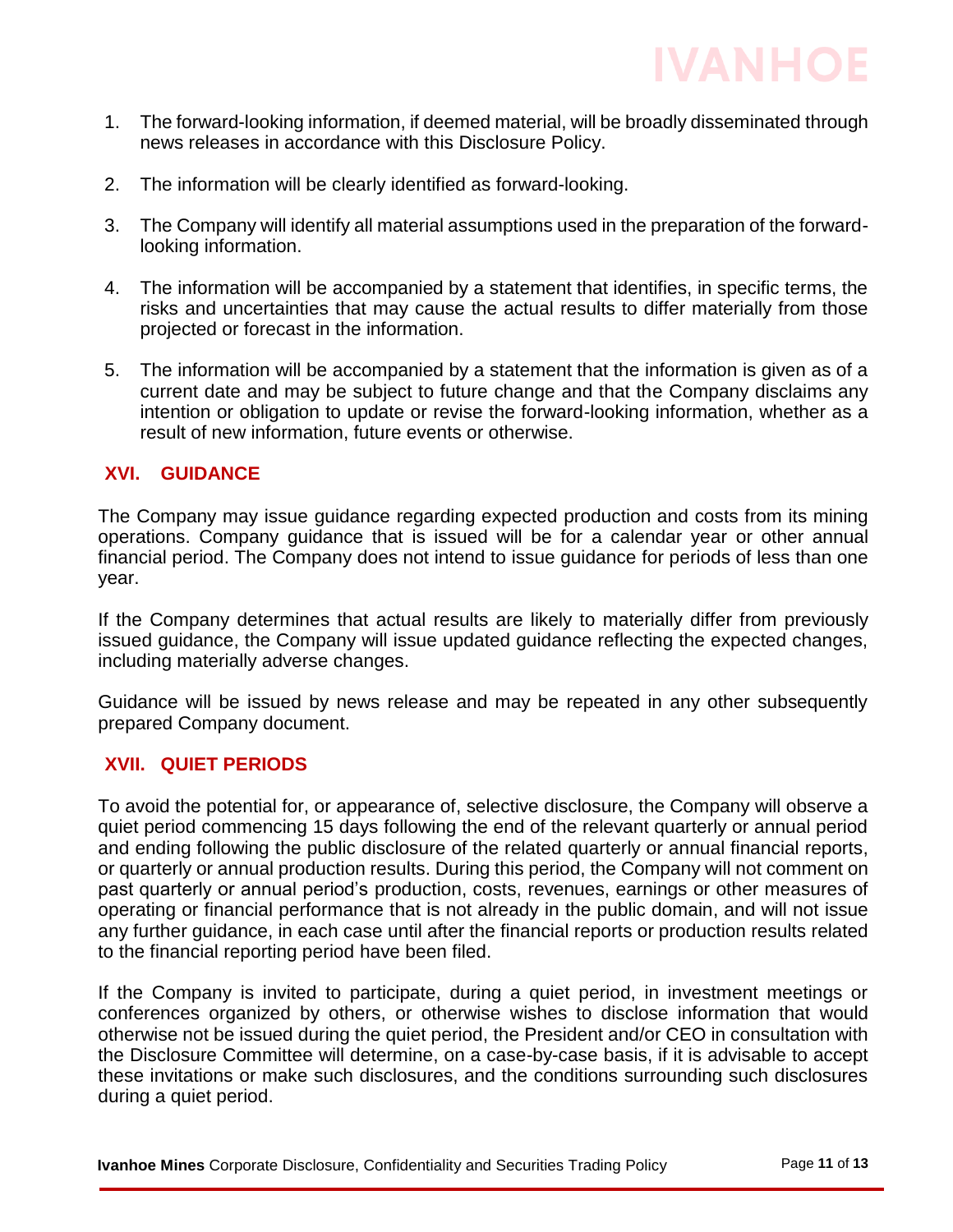1. The forward-looking information, if deemed material, will be broadly disseminated through news releases in accordance with this Disclosure Policy.

2. The information will be clearly identified as forward-looking.

3. The Company will identify all material assumptions used in the preparation of the forward-looking information.

4. The information will be accompanied by a statement that identifies, in specific terms, the risks and uncertainties that may cause the actual results to differ materially from those projected or forecast in the information.

5. The information will be accompanied by a statement that the information is given as of a current date and may be subject to future change and that the Company disclaims any intention or obligation to update or revise the forward-looking information, whether as a result of new information, future events or otherwise.

## XVI. GUIDANCE

The Company may issue guidance regarding expected production and costs from its mining operations. Company guidance that is issued will be for a calendar year or other annual financial period. The Company does not intend to issue guidance for periods of less than one year.

If the Company determines that actual results are likely to materially differ from previously issued guidance, the Company will issue updated guidance reflecting the expected changes, including materially adverse changes.

Guidance will be issued by news release and may be repeated in any other subsequently prepared Company document.

## XVII. QUIET PERIODS

To avoid the potential for, or appearance of, selective disclosure, the Company will observe a quiet period commencing 15 days following the end of the relevant quarterly or annual period and ending following the public disclosure of the related quarterly or annual financial reports, or quarterly or annual production results. During this period, the Company will not comment on past quarterly or annual period's production, costs, revenues, earnings or other measures of operating or financial performance that is not already in the public domain, and will not issue any further guidance, in each case until after the financial reports or production results related to the financial reporting period have been filed.

If the Company is invited to participate, during a quiet period, in investment meetings or conferences organized by others, or otherwise wishes to disclose information that would otherwise not be issued during the quiet period, the President and/or CEO in consultation with the Disclosure Committee will determine, on a case-by-case basis, if it is advisable to accept these invitations or make such disclosures, and the conditions surrounding such disclosures during a quiet period.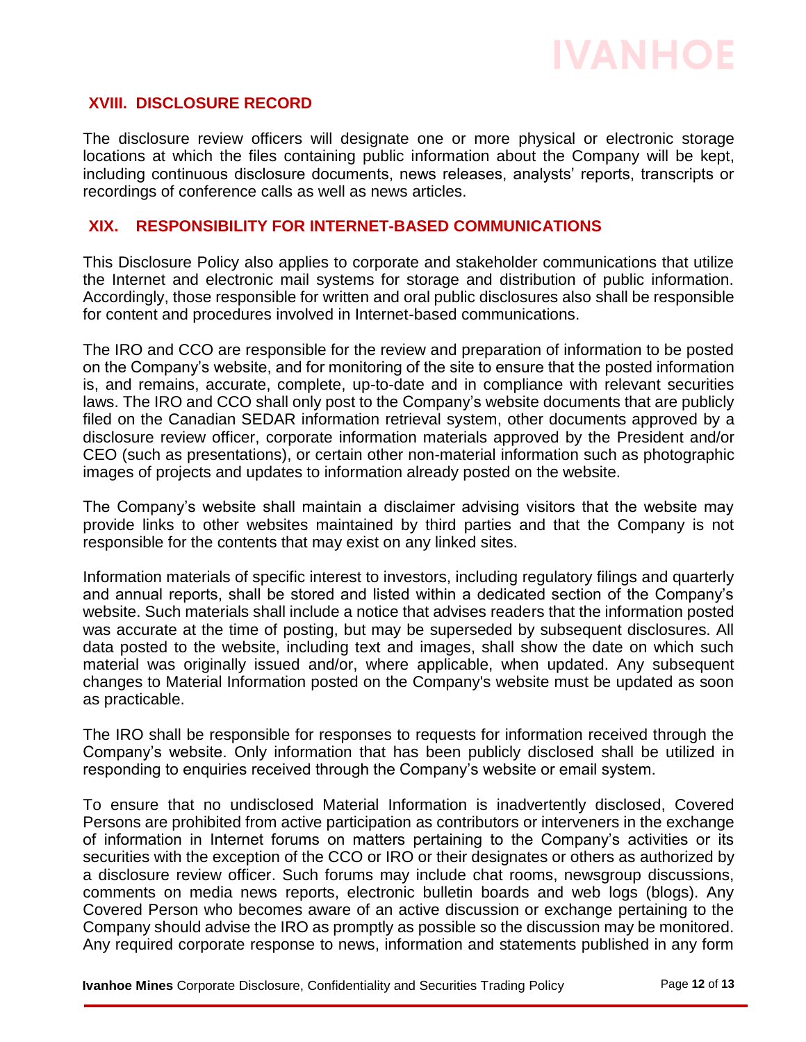## XVIII. DISCLOSURE RECORD

The disclosure review officers will designate one or more physical or electronic storage locations at which the files containing public information about the Company will be kept, including continuous disclosure documents, news releases, analysts' reports, transcripts or recordings of conference calls as well as news articles.

## XIX. RESPONSIBILITY FOR INTERNET-BASED COMMUNICATIONS

This Disclosure Policy also applies to corporate and stakeholder communications that utilize the Internet and electronic mail systems for storage and distribution of public information. Accordingly, those responsible for written and oral public disclosures also shall be responsible for content and procedures involved in Internet-based communications.

The IRO and CCO are responsible for the review and preparation of information to be posted on the Company's website, and for monitoring of the site to ensure that the posted information is, and remains, accurate, complete, up-to-date and in compliance with relevant securities laws. The IRO and CCO shall only post to the Company's website documents that are publicly filed on the Canadian SEDAR information retrieval system, other documents approved by a disclosure review officer, corporate information materials approved by the President and/or CEO (such as presentations), or certain other non-material information such as photographic images of projects and updates to information already posted on the website.

The Company's website shall maintain a disclaimer advising visitors that the website may provide links to other websites maintained by third parties and that the Company is not responsible for the contents that may exist on any linked sites.

Information materials of specific interest to investors, including regulatory filings and quarterly and annual reports, shall be stored and listed within a dedicated section of the Company's website. Such materials shall include a notice that advises readers that the information posted was accurate at the time of posting, but may be superseded by subsequent disclosures. All data posted to the website, including text and images, shall show the date on which such material was originally issued and/or, where applicable, when updated. Any subsequent changes to Material Information posted on the Company's website must be updated as soon as practicable.

The IRO shall be responsible for responses to requests for information received through the Company's website. Only information that has been publicly disclosed shall be utilized in responding to enquiries received through the Company's website or email system.

To ensure that no undisclosed Material Information is inadvertently disclosed, Covered Persons are prohibited from active participation as contributors or interveners in the exchange of information in Internet forums on matters pertaining to the Company's activities or its securities with the exception of the CCO or IRO or their designates or others as authorized by a disclosure review officer. Such forums may include chat rooms, newsgroup discussions, comments on media news reports, electronic bulletin boards and web logs (blogs). Any Covered Person who becomes aware of an active discussion or exchange pertaining to the Company should advise the IRO as promptly as possible so the discussion may be monitored. Any required corporate response to news, information and statements published in any form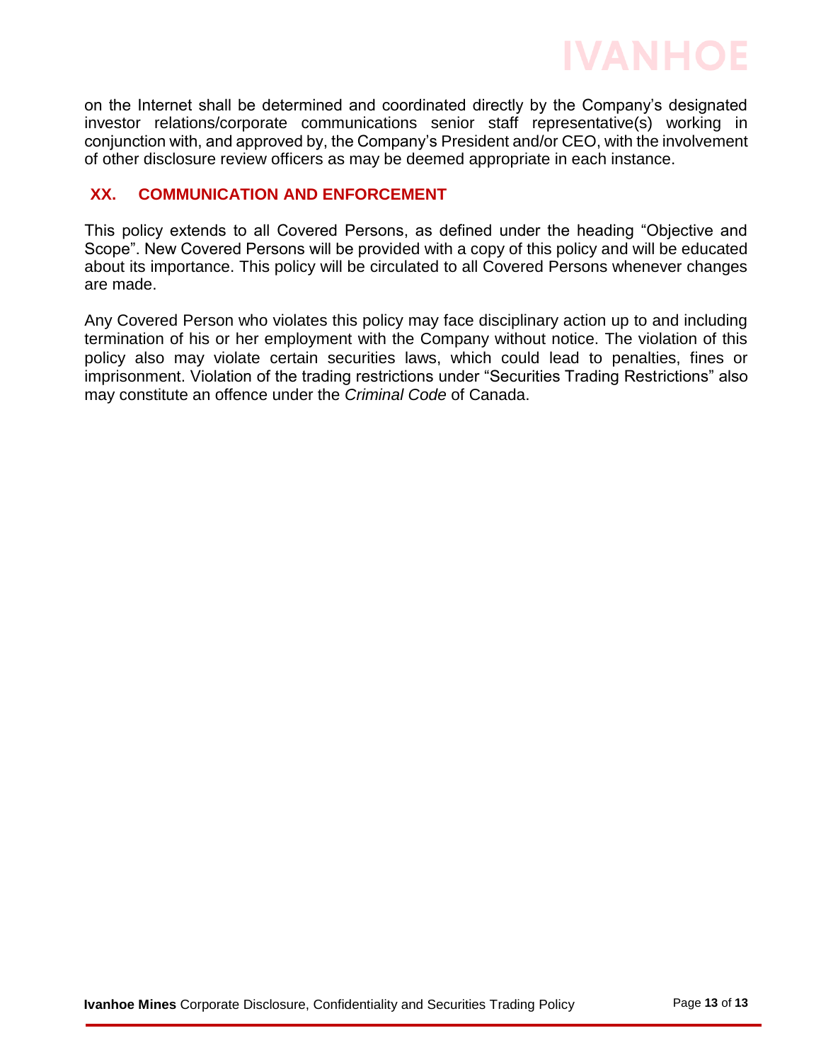on the Internet shall be determined and coordinated directly by the Company's designated investor relations/corporate communications senior staff representative(s) working in conjunction with, and approved by, the Company's President and/or CEO, with the involvement of other disclosure review officers as may be deemed appropriate in each instance.

## XX. COMMUNICATION AND ENFORCEMENT

This policy extends to all Covered Persons, as defined under the heading "Objective and Scope". New Covered Persons will be provided with a copy of this policy and will be educated about its importance. This policy will be circulated to all Covered Persons whenever changes are made.

Any Covered Person who violates this policy may face disciplinary action up to and including termination of his or her employment with the Company without notice. The violation of this policy also may violate certain securities laws, which could lead to penalties, fines or imprisonment. Violation of the trading restrictions under "Securities Trading Restrictions" also may constitute an offence under the *Criminal Code* of Canada.